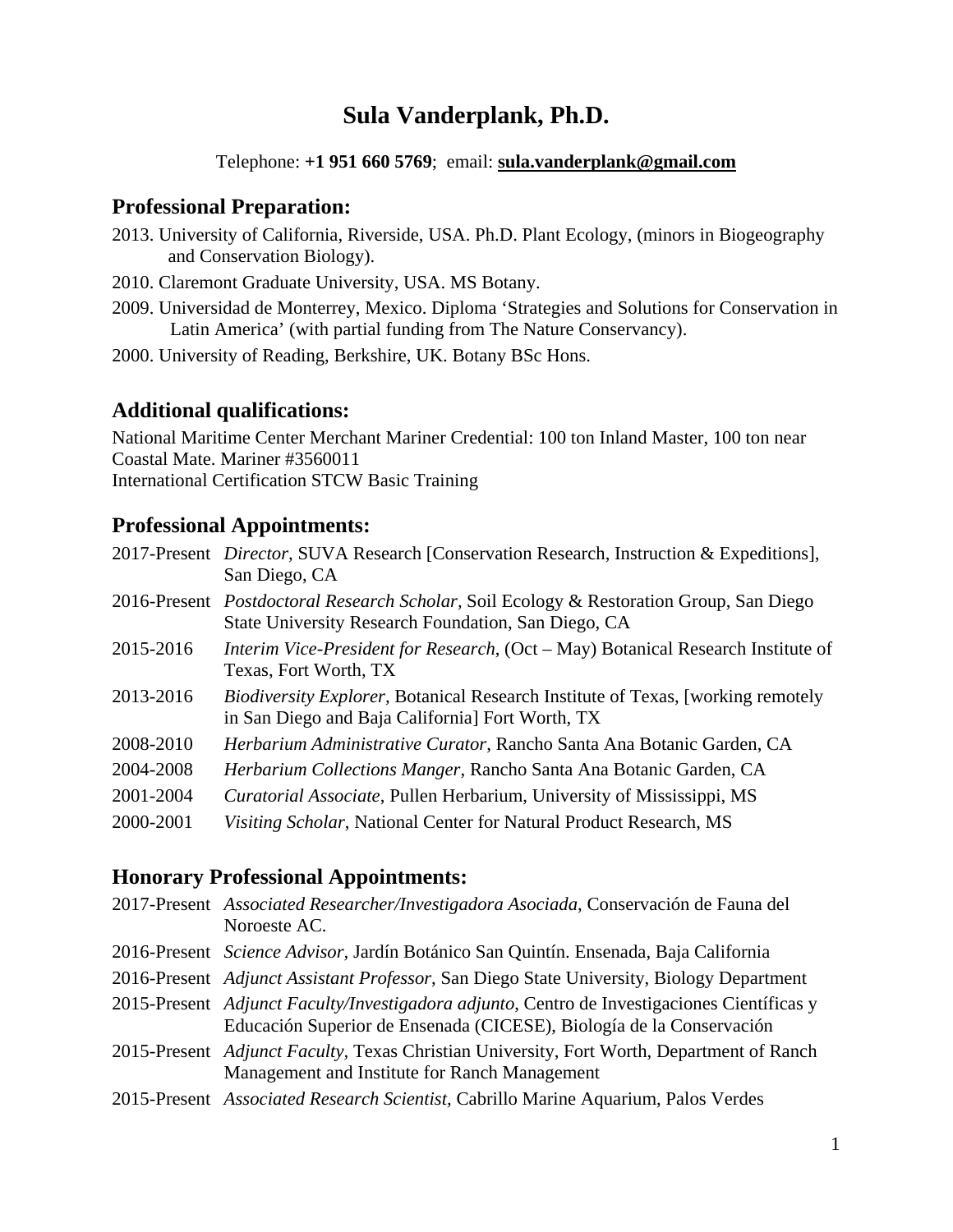# Sula Vanderplank, Ph.D.

Telephone: **+1 951 660 5769**; email: **sula.vanderplank@gmail.com**

## Professional Preparation:

2013. University of California, Riverside, USA. Ph.D. Plant Ecology, (minors in Biogeography and Conservation Biology).

2010. Claremont Graduate University, USA. MS Botany.

2009. Universidad de Monterrey, Mexico. Diploma 'Strategies and Solutions for Conservation in Latin America' (with partial funding from The Nature Conservancy).

2000. University of Reading, Berkshire, UK. Botany BSc Hons.

## Additional qualifications:

National Maritime Center Merchant Mariner Credential: 100 ton Inland Master, 100 ton near Coastal Mate. Mariner #3560011
International Certification STCW Basic Training

## Professional Appointments:

2017-Present *Director,* SUVA Research [Conservation Research, Instruction & Expeditions], San Diego, CA

2016-Present *Postdoctoral Research Scholar,* Soil Ecology & Restoration Group, San Diego State University Research Foundation, San Diego, CA

2015-2016 *Interim Vice-President for Research*, (Oct – May) Botanical Research Institute of Texas, Fort Worth, TX

2013-2016 *Biodiversity Explorer,* Botanical Research Institute of Texas, [working remotely in San Diego and Baja California] Fort Worth, TX

2008-2010 *Herbarium Administrative Curator*, Rancho Santa Ana Botanic Garden, CA

2004-2008 *Herbarium Collections Manger*, Rancho Santa Ana Botanic Garden, CA

2001-2004 *Curatorial Associate*, Pullen Herbarium, University of Mississippi, MS

2000-2001 *Visiting Scholar*, National Center for Natural Product Research, MS

## Honorary Professional Appointments:

2017-Present *Associated Researcher/Investigadora Asociada*, Conservación de Fauna del Noroeste AC.

2016-Present *Science Advisor,* Jardín Botánico San Quintín. Ensenada, Baja California

2016-Present *Adjunct Assistant Professor*, San Diego State University, Biology Department

2015-Present *Adjunct Faculty/Investigadora adjunto*, Centro de Investigaciones Científicas y Educación Superior de Ensenada (CICESE), Biología de la Conservación

2015-Present *Adjunct Faculty,* Texas Christian University, Fort Worth, Department of Ranch Management and Institute for Ranch Management

2015-Present *Associated Research Scientist,* Cabrillo Marine Aquarium, Palos Verdes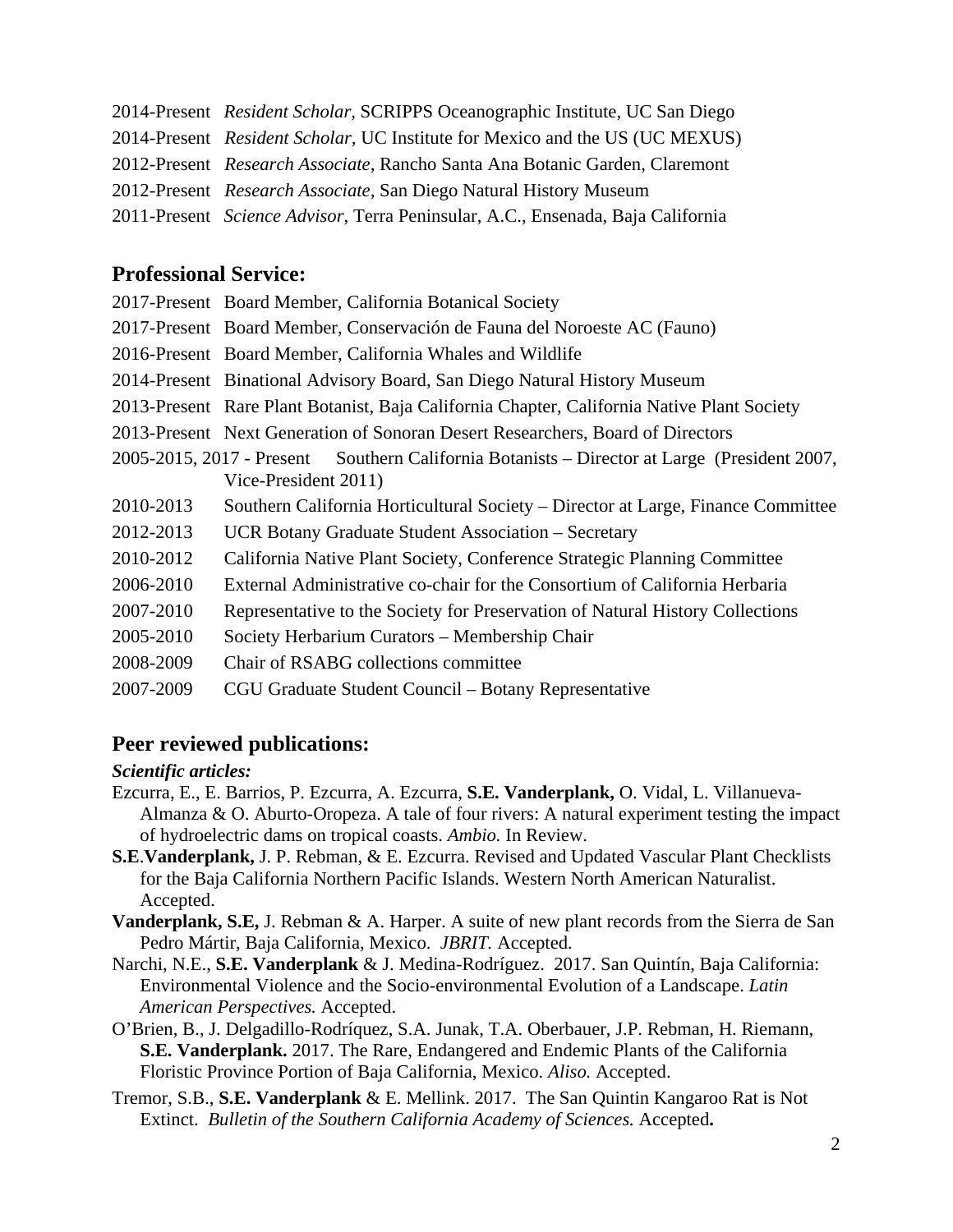2014-Present *Resident Scholar,* SCRIPPS Oceanographic Institute, UC San Diego
2014-Present *Resident Scholar*, UC Institute for Mexico and the US (UC MEXUS)
2012-Present *Research Associate*, Rancho Santa Ana Botanic Garden, Claremont
2012-Present *Research Associate*, San Diego Natural History Museum
2011-Present *Science Advisor*, Terra Peninsular, A.C., Ensenada, Baja California

## Professional Service:

2017-Present Board Member, California Botanical Society
2017-Present Board Member, Conservación de Fauna del Noroeste AC (Fauno)
2016-Present Board Member, California Whales and Wildlife
2014-Present Binational Advisory Board, San Diego Natural History Museum
2013-Present Rare Plant Botanist, Baja California Chapter, California Native Plant Society
2013-Present Next Generation of Sonoran Desert Researchers, Board of Directors
2005-2015, 2017 - Present Southern California Botanists – Director at Large (President 2007, Vice-President 2011)
2010-2013 Southern California Horticultural Society – Director at Large, Finance Committee
2012-2013 UCR Botany Graduate Student Association – Secretary
2010-2012 California Native Plant Society, Conference Strategic Planning Committee
2006-2010 External Administrative co-chair for the Consortium of California Herbaria
2007-2010 Representative to the Society for Preservation of Natural History Collections
2005-2010 Society Herbarium Curators – Membership Chair
2008-2009 Chair of RSABG collections committee
2007-2009 CGU Graduate Student Council – Botany Representative

## Peer reviewed publications:

***Scientific articles:***

Ezcurra, E., E. Barrios, P. Ezcurra, A. Ezcurra, **S.E. Vanderplank,** O. Vidal, L. Villanueva-Almanza & O. Aburto-Oropeza. A tale of four rivers: A natural experiment testing the impact of hydroelectric dams on tropical coasts. *Ambio.* In Review.

**S.E.Vanderplank,** J. P. Rebman, & E. Ezcurra. Revised and Updated Vascular Plant Checklists for the Baja California Northern Pacific Islands. Western North American Naturalist. Accepted.

**Vanderplank, S.E,** J. Rebman & A. Harper. A suite of new plant records from the Sierra de San Pedro Mártir, Baja California, Mexico. *JBRIT.* Accepted.

Narchi, N.E., **S.E. Vanderplank** & J. Medina-Rodríguez. 2017. San Quintín, Baja California: Environmental Violence and the Socio-environmental Evolution of a Landscape. *Latin American Perspectives.* Accepted.

O'Brien, B., J. Delgadillo-Rodríquez, S.A. Junak, T.A. Oberbauer, J.P. Rebman, H. Riemann, **S.E. Vanderplank.** 2017. The Rare, Endangered and Endemic Plants of the California Floristic Province Portion of Baja California, Mexico. *Aliso.* Accepted.

Tremor, S.B., **S.E. Vanderplank** & E. Mellink. 2017. The San Quintin Kangaroo Rat is Not Extinct. *Bulletin of the Southern California Academy of Sciences.* Accepted**.**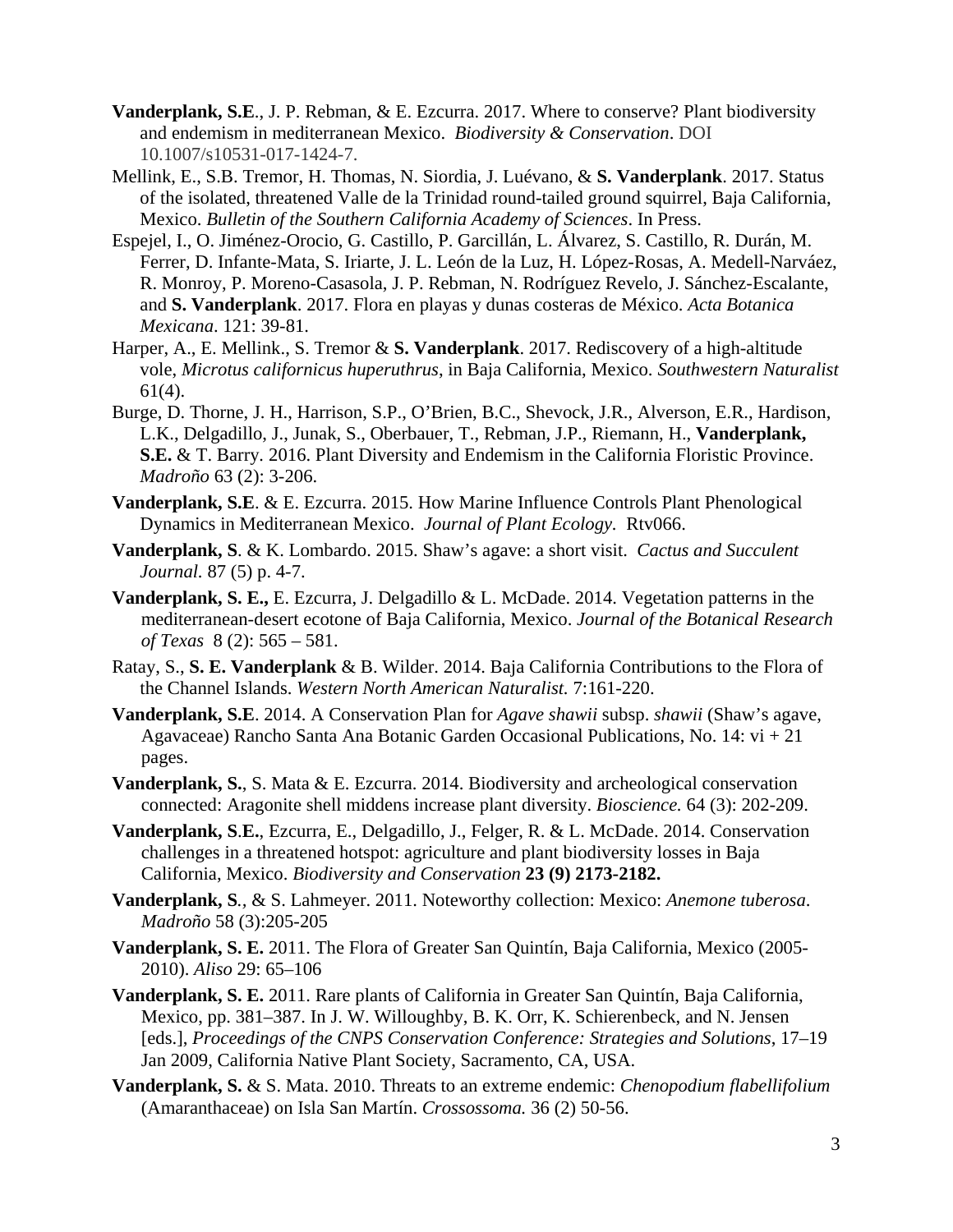**Vanderplank, S.E**., J. P. Rebman, & E. Ezcurra. 2017. Where to conserve? Plant biodiversity and endemism in mediterranean Mexico. *Biodiversity & Conservation*. DOI 10.1007/s10531-017-1424-7.

Mellink, E., S.B. Tremor, H. Thomas, N. Siordia, J. Luévano, & **S. Vanderplank**. 2017. Status of the isolated, threatened Valle de la Trinidad round-tailed ground squirrel, Baja California, Mexico. *Bulletin of the Southern California Academy of Sciences*. In Press.

Espejel, I., O. Jiménez-Orocio, G. Castillo, P. Garcillán, L. Álvarez, S. Castillo, R. Durán, M. Ferrer, D. Infante-Mata, S. Iriarte, J. L. León de la Luz, H. López-Rosas, A. Medell-Narváez, R. Monroy, P. Moreno-Casasola, J. P. Rebman, N. Rodríguez Revelo, J. Sánchez-Escalante, and **S. Vanderplank**. 2017. Flora en playas y dunas costeras de México. *Acta Botanica Mexicana*. 121: 39-81.

Harper, A., E. Mellink., S. Tremor & **S. Vanderplank**. 2017. Rediscovery of a high-altitude vole, *Microtus californicus huperuthrus*, in Baja California, Mexico. *Southwestern Naturalist* 61(4).

Burge, D. Thorne, J. H., Harrison, S.P., O'Brien, B.C., Shevock, J.R., Alverson, E.R., Hardison, L.K., Delgadillo, J., Junak, S., Oberbauer, T., Rebman, J.P., Riemann, H., **Vanderplank, S.E.** & T. Barry. 2016. Plant Diversity and Endemism in the California Floristic Province. *Madroño* 63 (2): 3-206.

**Vanderplank, S.E**. & E. Ezcurra. 2015. How Marine Influence Controls Plant Phenological Dynamics in Mediterranean Mexico. *Journal of Plant Ecology.* Rtv066.

**Vanderplank, S**. & K. Lombardo. 2015. Shaw's agave: a short visit. *Cactus and Succulent Journal.* 87 (5) p. 4-7.

**Vanderplank, S. E.,** E. Ezcurra, J. Delgadillo & L. McDade. 2014. Vegetation patterns in the mediterranean-desert ecotone of Baja California, Mexico. *Journal of the Botanical Research of Texas* 8 (2): 565 – 581.

Ratay, S., **S. E. Vanderplank** & B. Wilder. 2014. Baja California Contributions to the Flora of the Channel Islands. *Western North American Naturalist.* 7:161-220.

**Vanderplank, S.E**. 2014. A Conservation Plan for *Agave shawii* subsp. *shawii* (Shaw's agave, Agavaceae) Rancho Santa Ana Botanic Garden Occasional Publications, No. 14: vi + 21 pages.

**Vanderplank, S.**, S. Mata & E. Ezcurra. 2014. Biodiversity and archeological conservation connected: Aragonite shell middens increase plant diversity. *Bioscience.* 64 (3): 202-209.

**Vanderplank, S.E.**, Ezcurra, E., Delgadillo, J., Felger, R. & L. McDade. 2014. Conservation challenges in a threatened hotspot: agriculture and plant biodiversity losses in Baja California, Mexico. *Biodiversity and Conservation* **23 (9) 2173-2182.**

**Vanderplank, S**., & S. Lahmeyer. 2011. Noteworthy collection: Mexico: *Anemone tuberosa*. *Madroño* 58 (3):205-205

**Vanderplank, S. E.** 2011. The Flora of Greater San Quintín, Baja California, Mexico (2005-2010). *Aliso* 29: 65–106

**Vanderplank, S. E.** 2011. Rare plants of California in Greater San Quintín, Baja California, Mexico, pp. 381–387. In J. W. Willoughby, B. K. Orr, K. Schierenbeck, and N. Jensen [eds.], *Proceedings of the CNPS Conservation Conference: Strategies and Solutions*, 17–19 Jan 2009, California Native Plant Society, Sacramento, CA, USA.

**Vanderplank, S.** & S. Mata. 2010. Threats to an extreme endemic: *Chenopodium flabellifolium* (Amaranthaceae) on Isla San Martín. *Crossossoma.* 36 (2) 50-56.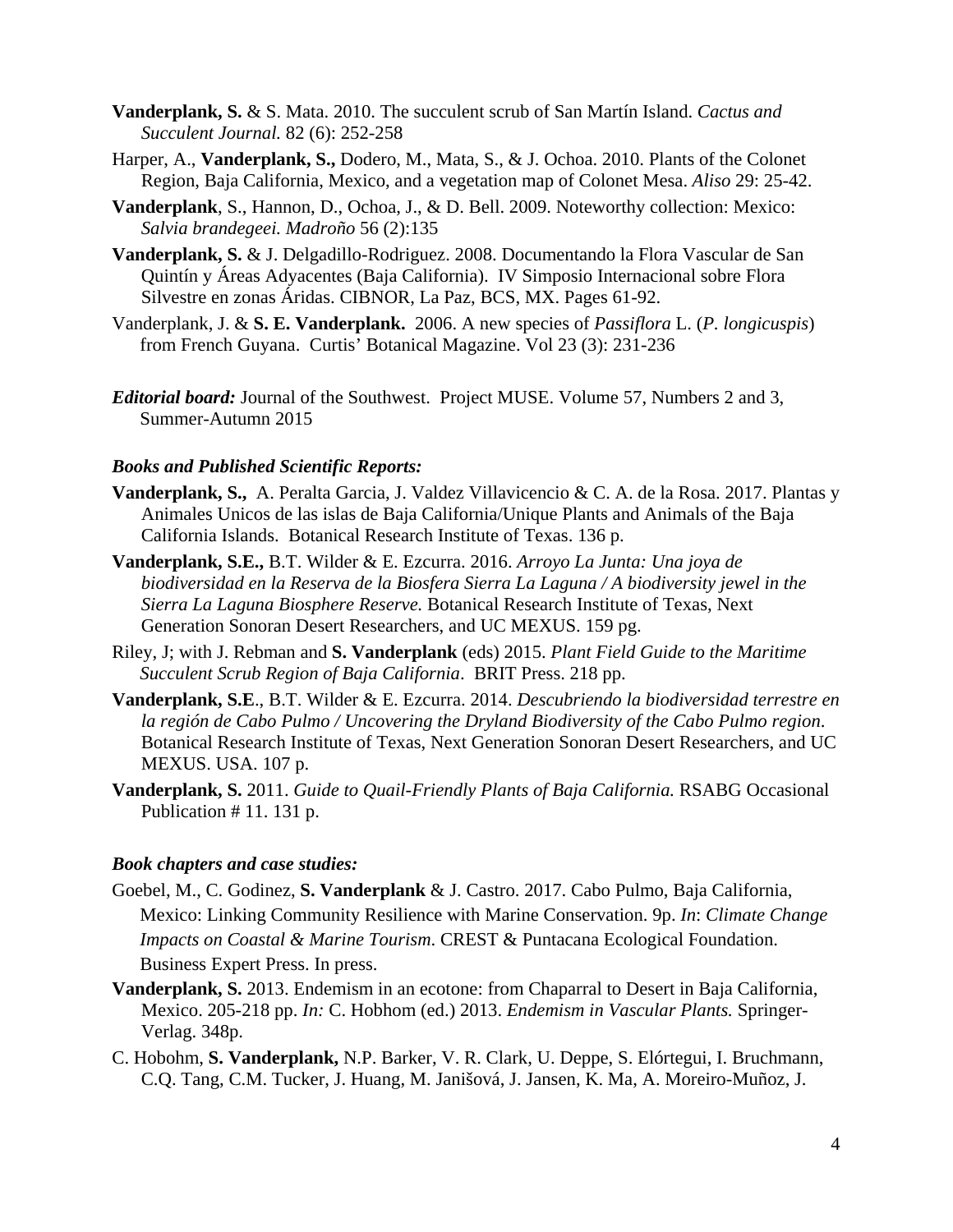**Vanderplank, S.** & S. Mata. 2010. The succulent scrub of San Martín Island. *Cactus and Succulent Journal.* 82 (6): 252-258

Harper, A., **Vanderplank, S.,** Dodero, M., Mata, S., & J. Ochoa. 2010. Plants of the Colonet Region, Baja California, Mexico, and a vegetation map of Colonet Mesa. *Aliso* 29: 25-42.

**Vanderplank**, S., Hannon, D., Ochoa, J., & D. Bell. 2009. Noteworthy collection: Mexico: *Salvia brandegeei. Madroño* 56 (2):135

**Vanderplank, S.** & J. Delgadillo-Rodriguez. 2008. Documentando la Flora Vascular de San Quintín y Áreas Adyacentes (Baja California). IV Simposio Internacional sobre Flora Silvestre en zonas Áridas. CIBNOR, La Paz, BCS, MX. Pages 61-92.

Vanderplank, J. & **S. E. Vanderplank.** 2006. A new species of *Passiflora* L. (*P. longicuspis*) from French Guyana. Curtis' Botanical Magazine. Vol 23 (3): 231-236

***Editorial board:*** Journal of the Southwest. Project MUSE. Volume 57, Numbers 2 and 3, Summer-Autumn 2015

### *Books and Published Scientific Reports:*

**Vanderplank, S.,** A. Peralta Garcia, J. Valdez Villavicencio & C. A. de la Rosa. 2017. Plantas y Animales Unicos de las islas de Baja California/Unique Plants and Animals of the Baja California Islands. Botanical Research Institute of Texas. 136 p.

**Vanderplank, S.E.,** B.T. Wilder & E. Ezcurra. 2016. *Arroyo La Junta: Una joya de biodiversidad en la Reserva de la Biosfera Sierra La Laguna / A biodiversity jewel in the Sierra La Laguna Biosphere Reserve.* Botanical Research Institute of Texas, Next Generation Sonoran Desert Researchers, and UC MEXUS. 159 pg.

Riley, J; with J. Rebman and **S. Vanderplank** (eds) 2015. *Plant Field Guide to the Maritime Succulent Scrub Region of Baja California*. BRIT Press. 218 pp.

**Vanderplank, S.E**., B.T. Wilder & E. Ezcurra. 2014. *Descubriendo la biodiversidad terrestre en la región de Cabo Pulmo / Uncovering the Dryland Biodiversity of the Cabo Pulmo region*. Botanical Research Institute of Texas, Next Generation Sonoran Desert Researchers, and UC MEXUS. USA. 107 p.

**Vanderplank, S.** 2011. *Guide to Quail-Friendly Plants of Baja California.* RSABG Occasional Publication # 11. 131 p.

### *Book chapters and case studies:*

Goebel, M., C. Godinez, **S. Vanderplank** & J. Castro. 2017. Cabo Pulmo, Baja California, Mexico: Linking Community Resilience with Marine Conservation. 9p. *In*: *Climate Change Impacts on Coastal & Marine Tourism*. CREST & Puntacana Ecological Foundation. Business Expert Press. In press.

**Vanderplank, S.** 2013. Endemism in an ecotone: from Chaparral to Desert in Baja California, Mexico. 205-218 pp. *In:* C. Hobhom (ed.) 2013. *Endemism in Vascular Plants.* Springer-Verlag. 348p.

C. Hobohm, **S. Vanderplank,** N.P. Barker, V. R. Clark, U. Deppe, S. Elórtegui, I. Bruchmann, C.Q. Tang, C.M. Tucker, J. Huang, M. Janišová, J. Jansen, K. Ma, A. Moreiro-Muñoz, J.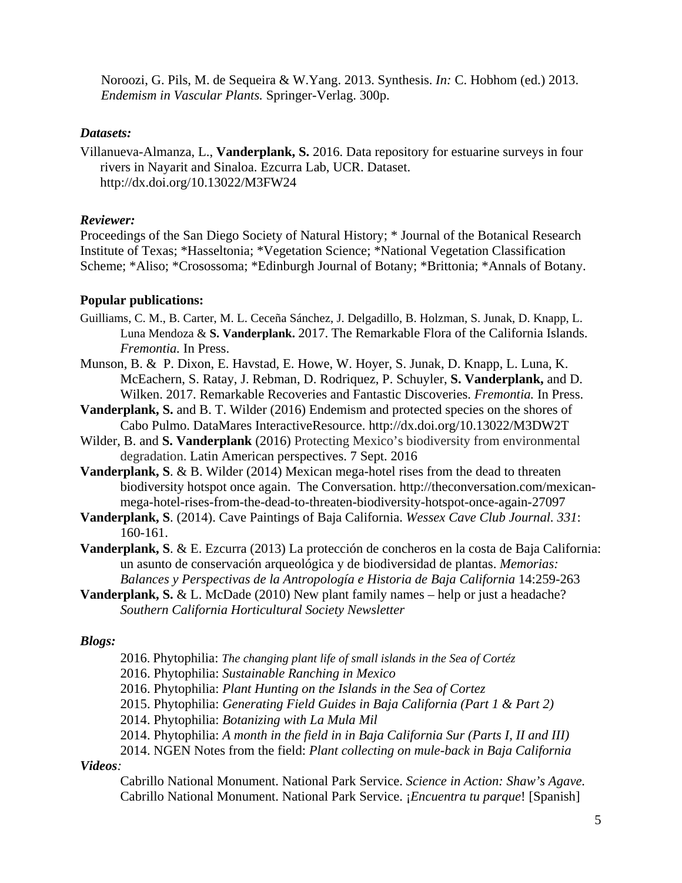Noroozi, G. Pils, M. de Sequeira & W.Yang. 2013. Synthesis. *In:* C. Hobhom (ed.) 2013. *Endemism in Vascular Plants.* Springer-Verlag. 300p.

***Datasets:***

Villanueva-Almanza, L., **Vanderplank, S.** 2016. Data repository for estuarine surveys in four rivers in Nayarit and Sinaloa. Ezcurra Lab, UCR. Dataset. http://dx.doi.org/10.13022/M3FW24

***Reviewer:***

Proceedings of the San Diego Society of Natural History; * Journal of the Botanical Research Institute of Texas; *Hasseltonia; *Vegetation Science; *National Vegetation Classification Scheme; *Aliso; *Crosossoma; *Edinburgh Journal of Botany; *Brittonia; *Annals of Botany.

**Popular publications:**

Guilliams, C. M., B. Carter, M. L. Ceceña Sánchez, J. Delgadillo, B. Holzman, S. Junak, D. Knapp, L. Luna Mendoza & **S. Vanderplank.** 2017. The Remarkable Flora of the California Islands. *Fremontia.* In Press.

Munson, B. & P. Dixon, E. Havstad, E. Howe, W. Hoyer, S. Junak, D. Knapp, L. Luna, K. McEachern, S. Ratay, J. Rebman, D. Rodriquez, P. Schuyler, **S. Vanderplank,** and D. Wilken. 2017. Remarkable Recoveries and Fantastic Discoveries. *Fremontia.* In Press.

**Vanderplank, S.** and B. T. Wilder (2016) Endemism and protected species on the shores of Cabo Pulmo. DataMares InteractiveResource. http://dx.doi.org/10.13022/M3DW2T

Wilder, B. and **S. Vanderplank** (2016) Protecting Mexico's biodiversity from environmental degradation. Latin American perspectives. 7 Sept. 2016

**Vanderplank, S**. & B. Wilder (2014) Mexican mega-hotel rises from the dead to threaten biodiversity hotspot once again. The Conversation. http://theconversation.com/mexican-mega-hotel-rises-from-the-dead-to-threaten-biodiversity-hotspot-once-again-27097

**Vanderplank, S**. (2014). Cave Paintings of Baja California. *Wessex Cave Club Journal. 331*: 160-161.

**Vanderplank, S**. & E. Ezcurra (2013) La protección de concheros en la costa de Baja California: un asunto de conservación arqueológica y de biodiversidad de plantas. *Memorias: Balances y Perspectivas de la Antropología e Historia de Baja California* 14:259-263

**Vanderplank, S.** & L. McDade (2010) New plant family names – help or just a headache? *Southern California Horticultural Society Newsletter*

***Blogs:***

2016. Phytophilia: *The changing plant life of small islands in the Sea of Cortéz*
2016. Phytophilia: *Sustainable Ranching in Mexico*
2016. Phytophilia: *Plant Hunting on the Islands in the Sea of Cortez*
2015. Phytophilia: *Generating Field Guides in Baja California (Part 1 & Part 2)*
2014. Phytophilia: *Botanizing with La Mula Mil*
2014. Phytophilia: *A month in the field in in Baja California Sur (Parts I, II and III)*
2014. NGEN Notes from the field: *Plant collecting on mule-back in Baja California*

***Videos:***

Cabrillo National Monument. National Park Service. *Science in Action: Shaw's Agave.*
Cabrillo National Monument. National Park Service. ¡*Encuentra tu parque*! [Spanish]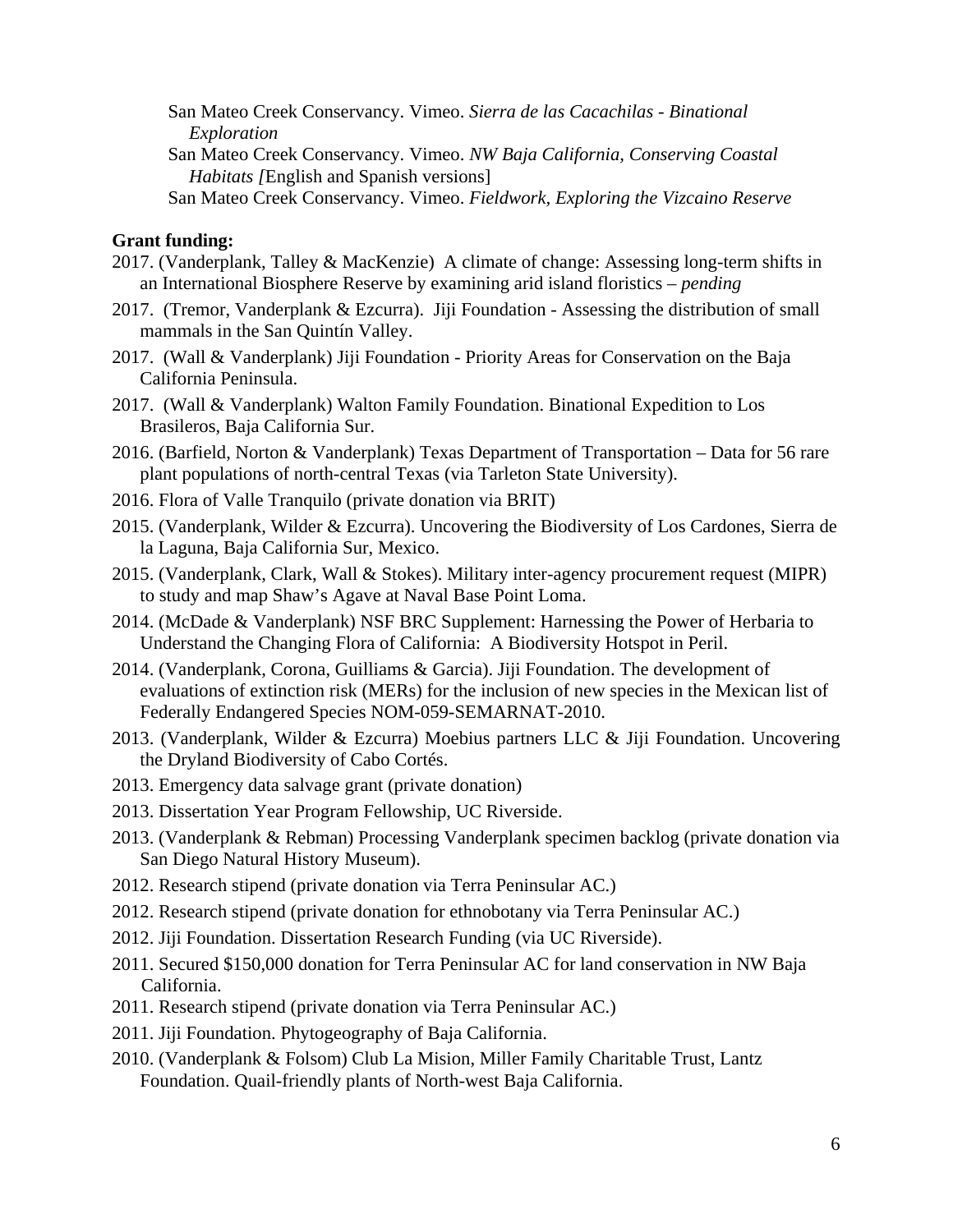San Mateo Creek Conservancy. Vimeo. *Sierra de las Cacachilas - Binational Exploration*

San Mateo Creek Conservancy. Vimeo. *NW Baja California, Conserving Coastal Habitats [*English and Spanish versions]

San Mateo Creek Conservancy. Vimeo. *Fieldwork, Exploring the Vizcaino Reserve*

**Grant funding:**

2017. (Vanderplank, Talley & MacKenzie) A climate of change: Assessing long-term shifts in an International Biosphere Reserve by examining arid island floristics – *pending*

2017. (Tremor, Vanderplank & Ezcurra). Jiji Foundation - Assessing the distribution of small mammals in the San Quintín Valley.

2017. (Wall & Vanderplank) Jiji Foundation - Priority Areas for Conservation on the Baja California Peninsula.

2017. (Wall & Vanderplank) Walton Family Foundation. Binational Expedition to Los Brasileros, Baja California Sur.

2016. (Barfield, Norton & Vanderplank) Texas Department of Transportation – Data for 56 rare plant populations of north-central Texas (via Tarleton State University).

2016. Flora of Valle Tranquilo (private donation via BRIT)

2015. (Vanderplank, Wilder & Ezcurra). Uncovering the Biodiversity of Los Cardones, Sierra de la Laguna, Baja California Sur, Mexico.

2015. (Vanderplank, Clark, Wall & Stokes). Military inter-agency procurement request (MIPR) to study and map Shaw's Agave at Naval Base Point Loma.

2014. (McDade & Vanderplank) NSF BRC Supplement: Harnessing the Power of Herbaria to Understand the Changing Flora of California: A Biodiversity Hotspot in Peril.

2014. (Vanderplank, Corona, Guilliams & Garcia). Jiji Foundation. The development of evaluations of extinction risk (MERs) for the inclusion of new species in the Mexican list of Federally Endangered Species NOM-059-SEMARNAT-2010.

2013. (Vanderplank, Wilder & Ezcurra) Moebius partners LLC & Jiji Foundation. Uncovering the Dryland Biodiversity of Cabo Cortés.

2013. Emergency data salvage grant (private donation)

2013. Dissertation Year Program Fellowship, UC Riverside.

2013. (Vanderplank & Rebman) Processing Vanderplank specimen backlog (private donation via San Diego Natural History Museum).

2012. Research stipend (private donation via Terra Peninsular AC.)

2012. Research stipend (private donation for ethnobotany via Terra Peninsular AC.)

2012. Jiji Foundation. Dissertation Research Funding (via UC Riverside).

2011. Secured $150,000 donation for Terra Peninsular AC for land conservation in NW Baja California.

2011. Research stipend (private donation via Terra Peninsular AC.)

2011. Jiji Foundation. Phytogeography of Baja California.

2010. (Vanderplank & Folsom) Club La Mision, Miller Family Charitable Trust, Lantz Foundation. Quail-friendly plants of North-west Baja California.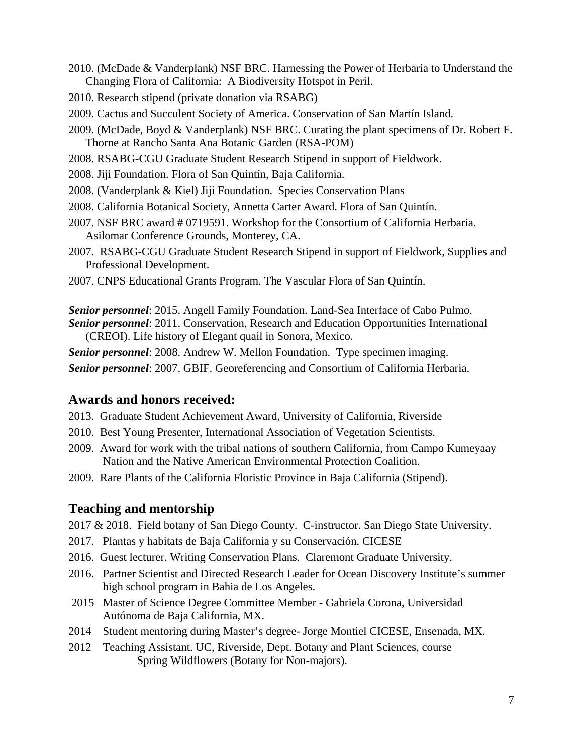2010. (McDade & Vanderplank) NSF BRC. Harnessing the Power of Herbaria to Understand the Changing Flora of California: A Biodiversity Hotspot in Peril.

2010. Research stipend (private donation via RSABG)

2009. Cactus and Succulent Society of America. Conservation of San Martín Island.

2009. (McDade, Boyd & Vanderplank) NSF BRC. Curating the plant specimens of Dr. Robert F. Thorne at Rancho Santa Ana Botanic Garden (RSA-POM)

2008. RSABG-CGU Graduate Student Research Stipend in support of Fieldwork.

2008. Jiji Foundation. Flora of San Quintín, Baja California.

2008. (Vanderplank & Kiel) Jiji Foundation. Species Conservation Plans

2008. California Botanical Society, Annetta Carter Award. Flora of San Quintín.

2007. NSF BRC award # 0719591. Workshop for the Consortium of California Herbaria. Asilomar Conference Grounds, Monterey, CA.

2007. RSABG-CGU Graduate Student Research Stipend in support of Fieldwork, Supplies and Professional Development.

2007. CNPS Educational Grants Program. The Vascular Flora of San Quintín.

***Senior personnel***: 2015. Angell Family Foundation. Land-Sea Interface of Cabo Pulmo.

***Senior personnel***: 2011. Conservation, Research and Education Opportunities International (CREOI). Life history of Elegant quail in Sonora, Mexico.

***Senior personnel***: 2008. Andrew W. Mellon Foundation. Type specimen imaging.

***Senior personnel***: 2007. GBIF. Georeferencing and Consortium of California Herbaria.

## Awards and honors received:

2013. Graduate Student Achievement Award, University of California, Riverside

2010. Best Young Presenter, International Association of Vegetation Scientists.

2009. Award for work with the tribal nations of southern California, from Campo Kumeyaay Nation and the Native American Environmental Protection Coalition.

2009. Rare Plants of the California Floristic Province in Baja California (Stipend).

## Teaching and mentorship

2017 & 2018. Field botany of San Diego County. C-instructor. San Diego State University.

2017. Plantas y habitats de Baja California y su Conservación. CICESE

2016. Guest lecturer. Writing Conservation Plans. Claremont Graduate University.

2016. Partner Scientist and Directed Research Leader for Ocean Discovery Institute's summer high school program in Bahia de Los Angeles.

2015 Master of Science Degree Committee Member - Gabriela Corona, Universidad Autónoma de Baja California, MX.

2014 Student mentoring during Master's degree- Jorge Montiel CICESE, Ensenada, MX.

2012 Teaching Assistant. UC, Riverside, Dept. Botany and Plant Sciences, course Spring Wildflowers (Botany for Non-majors).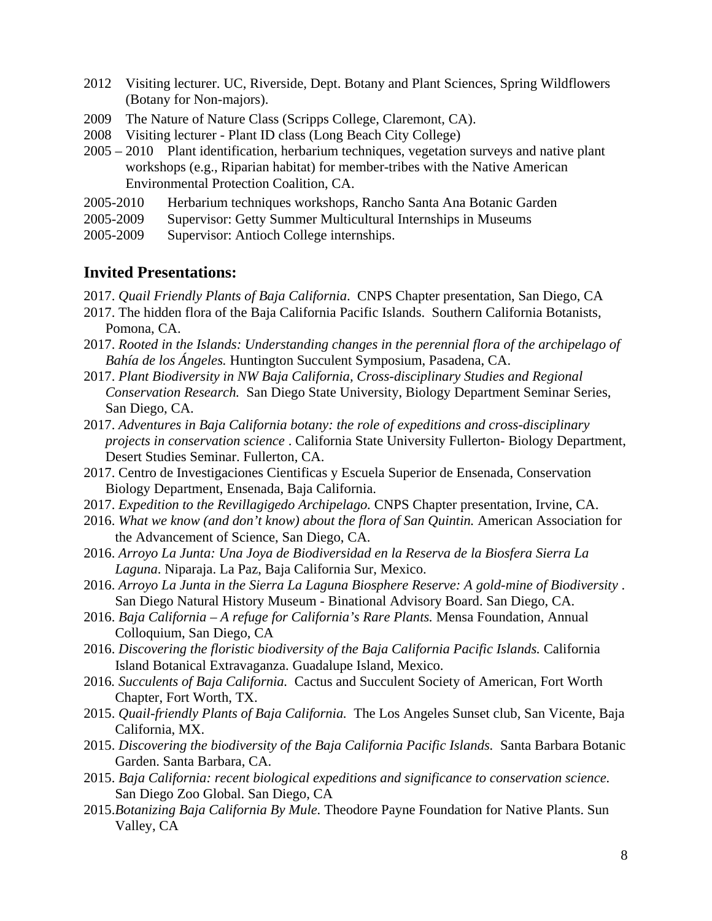2012 Visiting lecturer. UC, Riverside, Dept. Botany and Plant Sciences, Spring Wildflowers (Botany for Non-majors).

2009 The Nature of Nature Class (Scripps College, Claremont, CA).

2008 Visiting lecturer - Plant ID class (Long Beach City College)

2005 – 2010 Plant identification, herbarium techniques, vegetation surveys and native plant workshops (e.g., Riparian habitat) for member-tribes with the Native American Environmental Protection Coalition, CA.

2005-2010 Herbarium techniques workshops, Rancho Santa Ana Botanic Garden

2005-2009 Supervisor: Getty Summer Multicultural Internships in Museums

2005-2009 Supervisor: Antioch College internships.

## Invited Presentations:

2017. *Quail Friendly Plants of Baja California*. CNPS Chapter presentation, San Diego, CA

2017. The hidden flora of the Baja California Pacific Islands. Southern California Botanists, Pomona, CA.

2017. *Rooted in the Islands: Understanding changes in the perennial flora of the archipelago of Bahía de los Ángeles.* Huntington Succulent Symposium, Pasadena, CA.

2017. *Plant Biodiversity in NW Baja California, Cross-disciplinary Studies and Regional Conservation Research.* San Diego State University, Biology Department Seminar Series, San Diego, CA.

2017. *Adventures in Baja California botany: the role of expeditions and cross-disciplinary projects in conservation science* . California State University Fullerton- Biology Department, Desert Studies Seminar. Fullerton, CA.

2017. Centro de Investigaciones Cientificas y Escuela Superior de Ensenada, Conservation Biology Department, Ensenada, Baja California.

2017. *Expedition to the Revillagigedo Archipelago.* CNPS Chapter presentation, Irvine, CA.

2016. *What we know (and don't know) about the flora of San Quintin.* American Association for the Advancement of Science, San Diego, CA.

2016. *Arroyo La Junta: Una Joya de Biodiversidad en la Reserva de la Biosfera Sierra La Laguna*. Niparaja. La Paz, Baja California Sur, Mexico.

2016. *Arroyo La Junta in the Sierra La Laguna Biosphere Reserve: A gold-mine of Biodiversity* . San Diego Natural History Museum - Binational Advisory Board. San Diego, CA.

2016. *Baja California – A refuge for California's Rare Plants.* Mensa Foundation, Annual Colloquium, San Diego, CA

2016. *Discovering the floristic biodiversity of the Baja California Pacific Islands.* California Island Botanical Extravaganza. Guadalupe Island, Mexico.

2016. *Succulents of Baja California.* Cactus and Succulent Society of American, Fort Worth Chapter, Fort Worth, TX.

2015. *Quail-friendly Plants of Baja California.* The Los Angeles Sunset club, San Vicente, Baja California, MX.

2015. *Discovering the biodiversity of the Baja California Pacific Islands.* Santa Barbara Botanic Garden. Santa Barbara, CA.

2015. *Baja California: recent biological expeditions and significance to conservation science.* San Diego Zoo Global. San Diego, CA

2015.*Botanizing Baja California By Mule.* Theodore Payne Foundation for Native Plants. Sun Valley, CA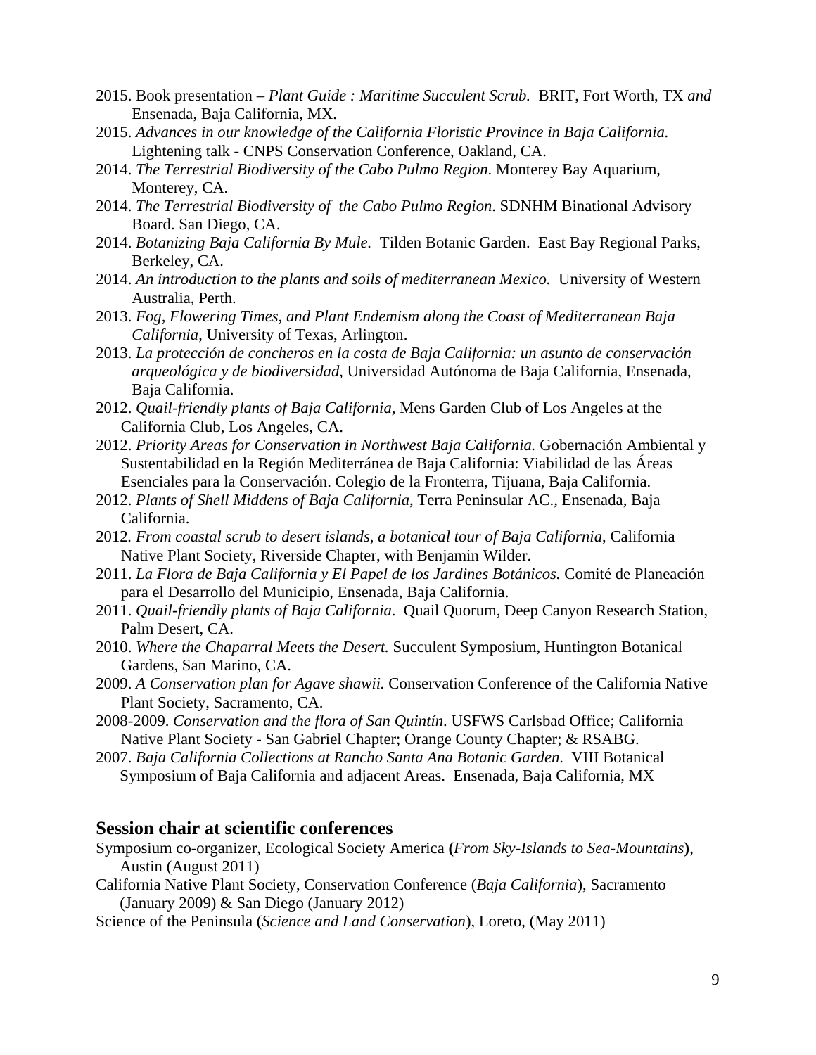2015. Book presentation – *Plant Guide : Maritime Succulent Scrub.* BRIT, Fort Worth, TX *and* Ensenada, Baja California, MX.

2015. *Advances in our knowledge of the California Floristic Province in Baja California.* Lightening talk - CNPS Conservation Conference, Oakland, CA.

2014. *The Terrestrial Biodiversity of the Cabo Pulmo Region*. Monterey Bay Aquarium, Monterey, CA.

2014. *The Terrestrial Biodiversity of the Cabo Pulmo Region.* SDNHM Binational Advisory Board. San Diego, CA.

2014. *Botanizing Baja California By Mule.* Tilden Botanic Garden. East Bay Regional Parks, Berkeley, CA.

2014. *An introduction to the plants and soils of mediterranean Mexico.* University of Western Australia, Perth.

2013. *Fog, Flowering Times, and Plant Endemism along the Coast of Mediterranean Baja California*, University of Texas, Arlington.

2013. *La protección de concheros en la costa de Baja California: un asunto de conservación arqueológica y de biodiversidad*, Universidad Autónoma de Baja California, Ensenada, Baja California.

2012. *Quail-friendly plants of Baja California,* Mens Garden Club of Los Angeles at the California Club, Los Angeles, CA.

2012. *Priority Areas for Conservation in Northwest Baja California.* Gobernación Ambiental y Sustentabilidad en la Región Mediterránea de Baja California: Viabilidad de las Áreas Esenciales para la Conservación. Colegio de la Fronterra, Tijuana, Baja California.

2012. *Plants of Shell Middens of Baja California*, Terra Peninsular AC., Ensenada, Baja California.

2012. *From coastal scrub to desert islands, a botanical tour of Baja California*, California Native Plant Society, Riverside Chapter, with Benjamin Wilder.

2011. *La Flora de Baja California y El Papel de los Jardines Botánicos.* Comité de Planeación para el Desarrollo del Municipio, Ensenada, Baja California.

2011. *Quail-friendly plants of Baja California*. Quail Quorum, Deep Canyon Research Station, Palm Desert, CA.

2010. *Where the Chaparral Meets the Desert.* Succulent Symposium, Huntington Botanical Gardens, San Marino, CA.

2009. *A Conservation plan for Agave shawii.* Conservation Conference of the California Native Plant Society, Sacramento, CA.

2008-2009. *Conservation and the flora of San Quintín*. USFWS Carlsbad Office; California Native Plant Society - San Gabriel Chapter; Orange County Chapter; & RSABG.

2007. *Baja California Collections at Rancho Santa Ana Botanic Garden.* VIII Botanical Symposium of Baja California and adjacent Areas. Ensenada, Baja California, MX

## Session chair at scientific conferences

Symposium co-organizer, Ecological Society America **(***From Sky-Islands to Sea-Mountains***)**, Austin (August 2011)

California Native Plant Society, Conservation Conference (*Baja California*), Sacramento (January 2009) & San Diego (January 2012)

Science of the Peninsula (*Science and Land Conservation*), Loreto, (May 2011)